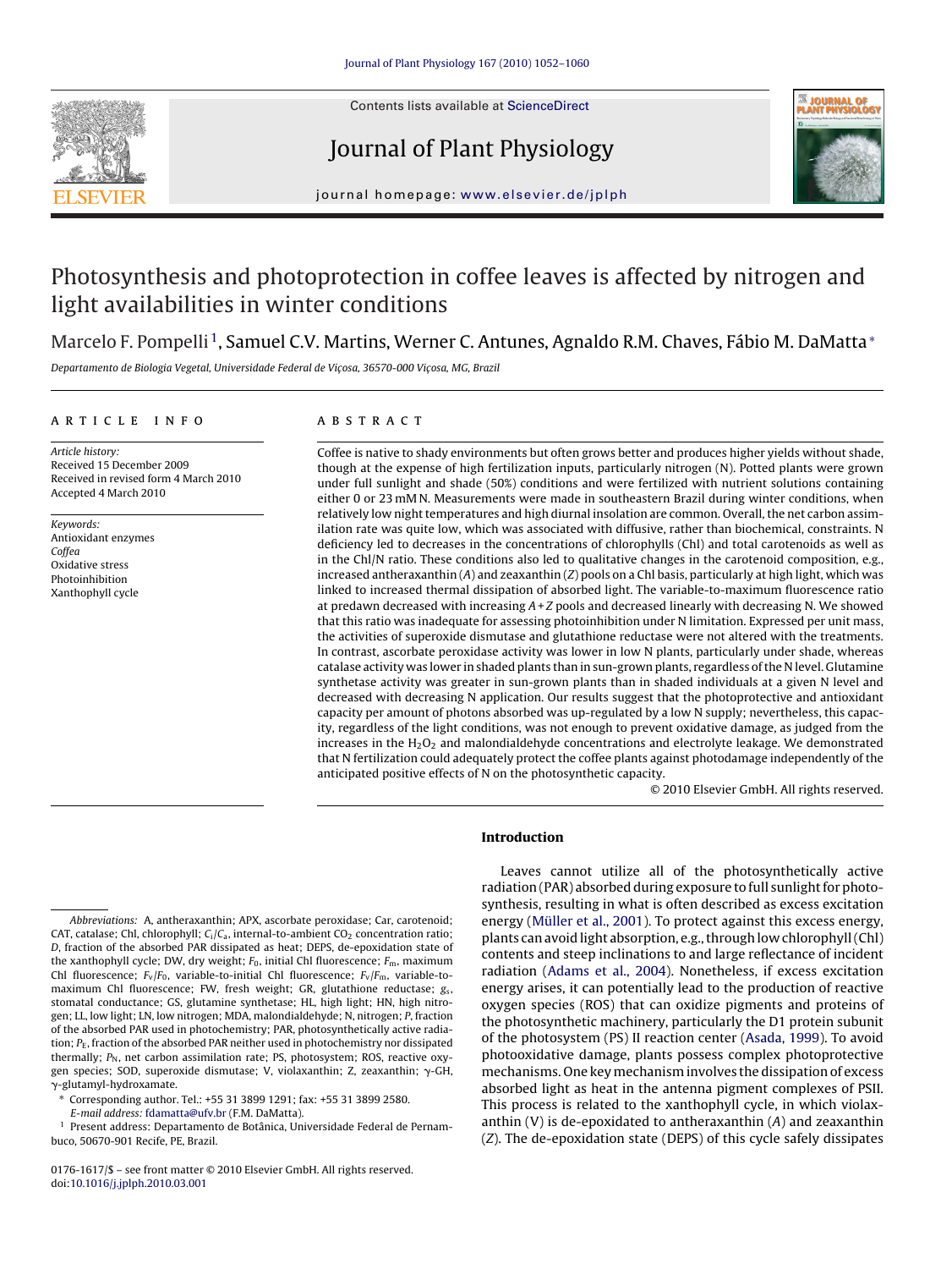# Photosynthesis and photoprotection in coffee leaves is affected by nitrogen and light availabilities in winter conditions

Marcelo F. Pompelli[1], Samuel C.V. Martins, Werner C. Antunes, Agnaldo R.M. Chaves, Fábio M. DaMatta*

*Departamento de Biologia Vegetal, Universidade Federal de Viçosa, 36570-000 Viçosa, MG, Brazil*

## ARTICLE INFO

*Article history:*
Received 15 December 2009
Received in revised form 4 March 2010
Accepted 4 March 2010

*Keywords:*
Antioxidant enzymes
*Coffea*
Oxidative stress
Photoinhibition
Xanthophyll cycle

## ABSTRACT

Coffee is native to shady environments but often grows better and produces higher yields without shade, though at the expense of high fertilization inputs, particularly nitrogen (N). Potted plants were grown under full sunlight and shade (50%) conditions and were fertilized with nutrient solutions containing either 0 or 23 mM N. Measurements were made in southeastern Brazil during winter conditions, when relatively low night temperatures and high diurnal insolation are common. Overall, the net carbon assimilation rate was quite low, which was associated with diffusive, rather than biochemical, constraints. N deficiency led to decreases in the concentrations of chlorophylls (Chl) and total carotenoids as well as in the Chl/N ratio. These conditions also led to qualitative changes in the carotenoid composition, e.g., increased antheraxanthin (*A*) and zeaxanthin (*Z*) pools on a Chl basis, particularly at high light, which was linked to increased thermal dissipation of absorbed light. The variable-to-maximum fluorescence ratio at predawn decreased with increasing *A* + *Z* pools and decreased linearly with decreasing N. We showed that this ratio was inadequate for assessing photoinhibition under N limitation. Expressed per unit mass, the activities of superoxide dismutase and glutathione reductase were not altered with the treatments. In contrast, ascorbate peroxidase activity was lower in low N plants, particularly under shade, whereas catalase activity was lower in shaded plants than in sun-grown plants, regardless of the N level. Glutamine synthetase activity was greater in sun-grown plants than in shaded individuals at a given N level and decreased with decreasing N application. Our results suggest that the photoprotective and antioxidant capacity per amount of photons absorbed was up-regulated by a low N supply; nevertheless, this capacity, regardless of the light conditions, was not enough to prevent oxidative damage, as judged from the increases in the $H_2O_2$ and malondialdehyde concentrations and electrolyte leakage. We demonstrated that N fertilization could adequately protect the coffee plants against photodamage independently of the anticipated positive effects of N on the photosynthetic capacity.

© 2010 Elsevier GmbH. All rights reserved.

## Introduction

Leaves cannot utilize all of the photosynthetically active radiation (PAR) absorbed during exposure to full sunlight for photosynthesis, resulting in what is often described as excess excitation energy (Müller et al., 2001). To protect against this excess energy, plants can avoid light absorption, e.g., through low chlorophyll (Chl) contents and steep inclinations to and large reflectance of incident radiation (Adams et al., 2004). Nonetheless, if excess excitation energy arises, it can potentially lead to the production of reactive oxygen species (ROS) that can oxidize pigments and proteins of the photosynthetic machinery, particularly the D1 protein subunit of the photosystem (PS) II reaction center (Asada, 1999). To avoid photooxidative damage, plants possess complex photoprotective mechanisms. One key mechanism involves the dissipation of excess absorbed light as heat in the antenna pigment complexes of PSII. This process is related to the xanthophyll cycle, in which violaxanthin (V) is de-epoxidated to antheraxanthin (*A*) and zeaxanthin (*Z*). The de-epoxidation state (DEPS) of this cycle safely dissipates

---

*Abbreviations:* A, antheraxanthin; APX, ascorbate peroxidase; Car, carotenoid; CAT, catalase; Chl, chlorophyll; $C_i/C_a$, internal-to-ambient $CO_2$ concentration ratio; *D*, fraction of the absorbed PAR dissipated as heat; DEPS, de-epoxidation state of the xanthophyll cycle; DW, dry weight; $F_0$, initial Chl fluorescence; $F_m$, maximum Chl fluorescence; $F_v/F_0$, variable-to-initial Chl fluorescence; $F_v/F_m$, variable-to-maximum Chl fluorescence; FW, fresh weight; GR, glutathione reductase; $g_s$, stomatal conductance; GS, glutamine synthetase; HL, high light; HN, high nitrogen; LL, low light; LN, low nitrogen; MDA, malondialdehyde; N, nitrogen; *P*, fraction of the absorbed PAR used in photochemistry; PAR, photosynthetically active radiation; $P_E$, fraction of the absorbed PAR neither used in photochemistry nor dissipated thermally; $P_N$, net carbon assimilation rate; PS, photosystem; ROS, reactive oxygen species; SOD, superoxide dismutase; V, violaxanthin; Z, zeaxanthin; γ-GH, γ-glutamyl-hydroxamate.

* Corresponding author. Tel.: +55 31 3899 1291; fax: +55 31 3899 2580.
*E-mail address:* fdamatta@ufv.br (F.M. DaMatta).

[1] Present address: Departamento de Botânica, Universidade Federal de Pernambuco, 50670-901 Recife, PE, Brazil.

0176-1617/$ – see front matter © 2010 Elsevier GmbH. All rights reserved.
doi:10.1016/j.jplph.2010.03.001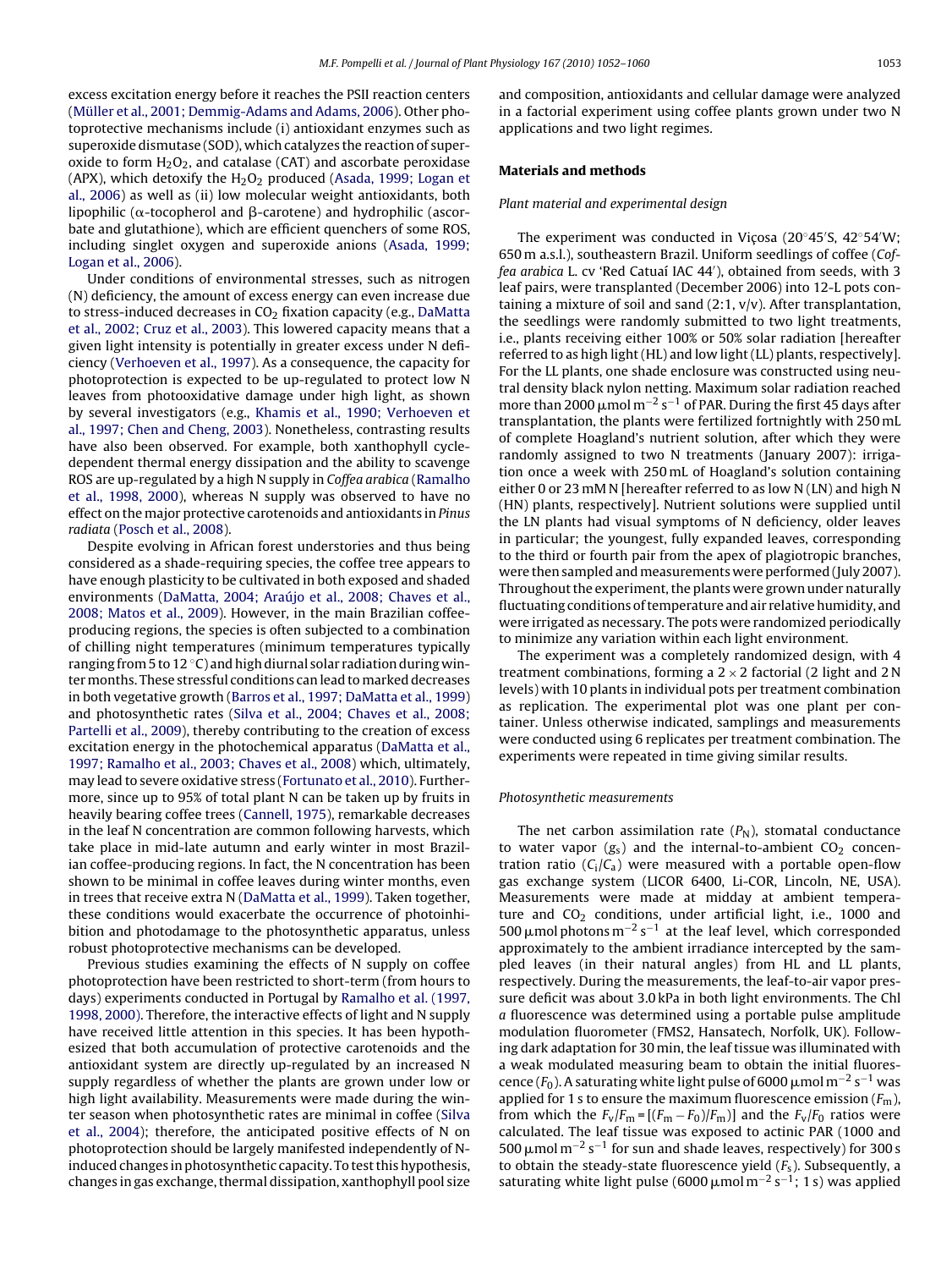excess excitation energy before it reaches the PSII reaction centers (Müller et al., 2001; Demmig-Adams and Adams, 2006). Other photoprotective mechanisms include (i) antioxidant enzymes such as superoxide dismutase (SOD), which catalyzes the reaction of superoxide to form $H_2O_2$, and catalase (CAT) and ascorbate peroxidase (APX), which detoxify the $H_2O_2$ produced (Asada, 1999; Logan et al., 2006) as well as (ii) low molecular weight antioxidants, both lipophilic (α-tocopherol and β-carotene) and hydrophilic (ascorbate and glutathione), which are efficient quenchers of some ROS, including singlet oxygen and superoxide anions (Asada, 1999; Logan et al., 2006).

Under conditions of environmental stresses, such as nitrogen (N) deficiency, the amount of excess energy can even increase due to stress-induced decreases in $CO_2$ fixation capacity (e.g., DaMatta et al., 2002; Cruz et al., 2003). This lowered capacity means that a given light intensity is potentially in greater excess under N deficiency (Verhoeven et al., 1997). As a consequence, the capacity for photoprotection is expected to be up-regulated to protect low N leaves from photooxidative damage under high light, as shown by several investigators (e.g., Khamis et al., 1990; Verhoeven et al., 1997; Chen and Cheng, 2003). Nonetheless, contrasting results have also been observed. For example, both xanthophyll cycle-dependent thermal energy dissipation and the ability to scavenge ROS are up-regulated by a high N supply in *Coffea arabica* (Ramalho et al., 1998, 2000), whereas N supply was observed to have no effect on the major protective carotenoids and antioxidants in *Pinus radiata* (Posch et al., 2008).

Despite evolving in African forest understories and thus being considered as a shade-requiring species, the coffee tree appears to have enough plasticity to be cultivated in both exposed and shaded environments (DaMatta, 2004; Araújo et al., 2008; Chaves et al., 2008; Matos et al., 2009). However, in the main Brazilian coffee-producing regions, the species is often subjected to a combination of chilling night temperatures (minimum temperatures typically ranging from 5 to 12 °C) and high diurnal solar radiation during winter months. These stressful conditions can lead to marked decreases in both vegetative growth (Barros et al., 1997; DaMatta et al., 1999) and photosynthetic rates (Silva et al., 2004; Chaves et al., 2008; Partelli et al., 2009), thereby contributing to the creation of excess excitation energy in the photochemical apparatus (DaMatta et al., 1997; Ramalho et al., 2003; Chaves et al., 2008) which, ultimately, may lead to severe oxidative stress (Fortunato et al., 2010). Furthermore, since up to 95% of total plant N can be taken up by fruits in heavily bearing coffee trees (Cannell, 1975), remarkable decreases in the leaf N concentration are common following harvests, which take place in mid-late autumn and early winter in most Brazilian coffee-producing regions. In fact, the N concentration has been shown to be minimal in coffee leaves during winter months, even in trees that receive extra N (DaMatta et al., 1999). Taken together, these conditions would exacerbate the occurrence of photoinhibition and photodamage to the photosynthetic apparatus, unless robust photoprotective mechanisms can be developed.

Previous studies examining the effects of N supply on coffee photoprotection have been restricted to short-term (from hours to days) experiments conducted in Portugal by Ramalho et al. (1997, 1998, 2000). Therefore, the interactive effects of light and N supply have received little attention in this species. It has been hypothesized that both accumulation of protective carotenoids and the antioxidant system are directly up-regulated by an increased N supply regardless of whether the plants are grown under low or high light availability. Measurements were made during the winter season when photosynthetic rates are minimal in coffee (Silva et al., 2004); therefore, the anticipated positive effects of N on photoprotection should be largely manifested independently of N-induced changes in photosynthetic capacity. To test this hypothesis, changes in gas exchange, thermal dissipation, xanthophyll pool size and composition, antioxidants and cellular damage were analyzed in a factorial experiment using coffee plants grown under two N applications and two light regimes.

## Materials and methods

### Plant material and experimental design

The experiment was conducted in Viçosa (20°45′S, 42°54′W; 650 m a.s.l.), southeastern Brazil. Uniform seedlings of coffee (*Coffea arabica* L. cv 'Red Catuaí IAC 44′), obtained from seeds, with 3 leaf pairs, were transplanted (December 2006) into 12-L pots containing a mixture of soil and sand (2:1, v/v). After transplantation, the seedlings were randomly submitted to two light treatments, i.e., plants receiving either 100% or 50% solar radiation [hereafter referred to as high light (HL) and low light (LL) plants, respectively]. For the LL plants, one shade enclosure was constructed using neutral density black nylon netting. Maximum solar radiation reached more than 2000 μmol $m^{-2}$ $s^{-1}$ of PAR. During the first 45 days after transplantation, the plants were fertilized fortnightly with 250 mL of complete Hoagland's nutrient solution, after which they were randomly assigned to two N treatments (January 2007): irrigation once a week with 250 mL of Hoagland's solution containing either 0 or 23 mM N [hereafter referred to as low N (LN) and high N (HN) plants, respectively]. Nutrient solutions were supplied until the LN plants had visual symptoms of N deficiency, older leaves in particular; the youngest, fully expanded leaves, corresponding to the third or fourth pair from the apex of plagiotropic branches, were then sampled and measurements were performed (July 2007). Throughout the experiment, the plants were grown under naturally fluctuating conditions of temperature and air relative humidity, and were irrigated as necessary. The pots were randomized periodically to minimize any variation within each light environment.

The experiment was a completely randomized design, with 4 treatment combinations, forming a 2 × 2 factorial (2 light and 2 N levels) with 10 plants in individual pots per treatment combination as replication. The experimental plot was one plant per container. Unless otherwise indicated, samplings and measurements were conducted using 6 replicates per treatment combination. The experiments were repeated in time giving similar results.

### Photosynthetic measurements

The net carbon assimilation rate ($P_N$), stomatal conductance to water vapor ($g_s$) and the internal-to-ambient $CO_2$ concentration ratio ($C_i/C_a$) were measured with a portable open-flow gas exchange system (LICOR 6400, Li-COR, Lincoln, NE, USA). Measurements were made at midday at ambient temperature and $CO_2$ conditions, under artificial light, i.e., 1000 and 500 μmol photons $m^{-2}$ $s^{-1}$ at the leaf level, which corresponded approximately to the ambient irradiance intercepted by the sampled leaves (in their natural angles) from HL and LL plants, respectively. During the measurements, the leaf-to-air vapor pressure deficit was about 3.0 kPa in both light environments. The Chl *a* fluorescence was determined using a portable pulse amplitude modulation fluorometer (FMS2, Hansatech, Norfolk, UK). Following dark adaptation for 30 min, the leaf tissue was illuminated with a weak modulated measuring beam to obtain the initial fluorescence ($F_0$). A saturating white light pulse of 6000 μmol $m^{-2}$ $s^{-1}$ was applied for 1 s to ensure the maximum fluorescence emission ($F_m$), from which the $F_v/F_m = [(F_m - F_0)/F_m]$ and the $F_v/F_0$ ratios were calculated. The leaf tissue was exposed to actinic PAR (1000 and 500 μmol $m^{-2}$ $s^{-1}$ for sun and shade leaves, respectively) for 300 s to obtain the steady-state fluorescence yield ($F_s$). Subsequently, a saturating white light pulse (6000 μmol $m^{-2}$ $s^{-1}$; 1 s) was applied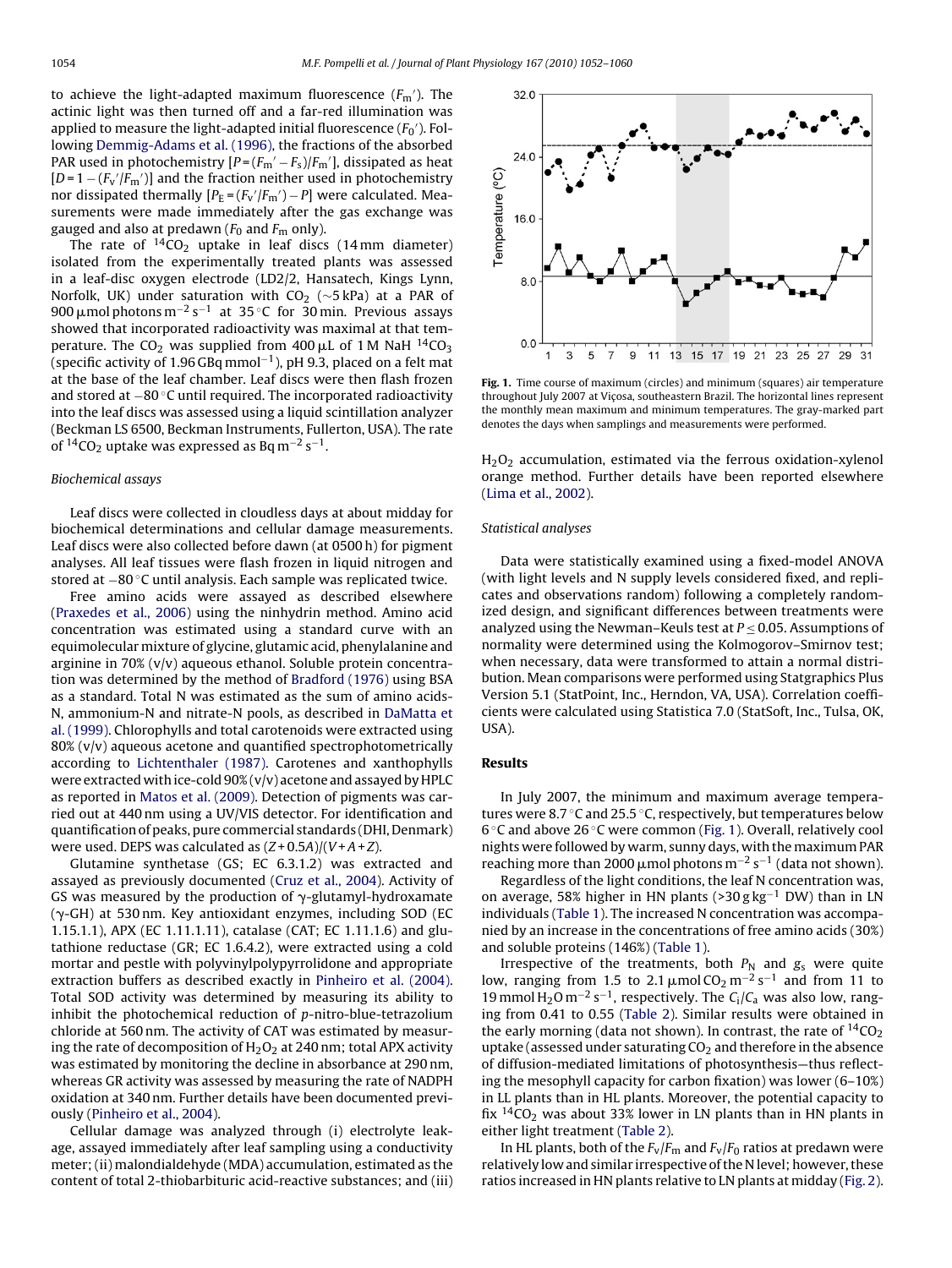to achieve the light-adapted maximum fluorescence ($F_m'$). The actinic light was then turned off and a far-red illumination was applied to measure the light-adapted initial fluorescence ($F_0'$). Following Demmig-Adams et al. (1996), the fractions of the absorbed PAR used in photochemistry [$P = (F_m' - F_s)/F_m'$], dissipated as heat [$D = 1 - (F_v'/F_m')$] and the fraction neither used in photochemistry nor dissipated thermally [$P_E = (F_v'/F_m') - P$] were calculated. Measurements were made immediately after the gas exchange was gauged and also at predawn ($F_0$ and $F_m$ only).

The rate of $^{14}CO_2$ uptake in leaf discs (14 mm diameter) isolated from the experimentally treated plants was assessed in a leaf-disc oxygen electrode (LD2/2, Hansatech, Kings Lynn, Norfolk, UK) under saturation with $CO_2$ (~5 kPa) at a PAR of 900 μmol photons $m^{-2}\,s^{-1}$ at 35 °C for 30 min. Previous assays showed that incorporated radioactivity was maximal at that temperature. The $CO_2$ was supplied from 400 μL of 1 M NaH $^{14}CO_3$ (specific activity of 1.96 GBq $mmol^{-1}$), pH 9.3, placed on a felt mat at the base of the leaf chamber. Leaf discs were then flash frozen and stored at −80 °C until required. The incorporated radioactivity into the leaf discs was assessed using a liquid scintillation analyzer (Beckman LS 6500, Beckman Instruments, Fullerton, USA). The rate of $^{14}CO_2$ uptake was expressed as Bq $m^{-2}\,s^{-1}$.

### Biochemical assays

Leaf discs were collected in cloudless days at about midday for biochemical determinations and cellular damage measurements. Leaf discs were also collected before dawn (at 0500 h) for pigment analyses. All leaf tissues were flash frozen in liquid nitrogen and stored at −80 °C until analysis. Each sample was replicated twice.

Free amino acids were assayed as described elsewhere (Praxedes et al., 2006) using the ninhydrin method. Amino acid concentration was estimated using a standard curve with an equimolecular mixture of glycine, glutamic acid, phenylalanine and arginine in 70% (v/v) aqueous ethanol. Soluble protein concentration was determined by the method of Bradford (1976) using BSA as a standard. Total N was estimated as the sum of amino acids-N, ammonium-N and nitrate-N pools, as described in DaMatta et al. (1999). Chlorophylls and total carotenoids were extracted using 80% (v/v) aqueous acetone and quantified spectrophotometrically according to Lichtenthaler (1987). Carotenes and xanthophylls were extracted with ice-cold 90% (v/v) acetone and assayed by HPLC as reported in Matos et al. (2009). Detection of pigments was carried out at 440 nm using a UV/VIS detector. For identification and quantification of peaks, pure commercial standards (DHI, Denmark) were used. DEPS was calculated as $(Z + 0.5A)/(V + A + Z)$.

Glutamine synthetase (GS; EC 6.3.1.2) was extracted and assayed as previously documented (Cruz et al., 2004). Activity of GS was measured by the production of γ-glutamyl-hydroxamate (γ-GH) at 530 nm. Key antioxidant enzymes, including SOD (EC 1.15.1.1), APX (EC 1.11.1.11), catalase (CAT; EC 1.11.1.6) and glutathione reductase (GR; EC 1.6.4.2), were extracted using a cold mortar and pestle with polyvinylpolypyrrolidone and appropriate extraction buffers as described exactly in Pinheiro et al. (2004). Total SOD activity was determined by measuring its ability to inhibit the photochemical reduction of *p*-nitro-blue-tetrazolium chloride at 560 nm. The activity of CAT was estimated by measuring the rate of decomposition of $H_2O_2$ at 240 nm; total APX activity was estimated by monitoring the decline in absorbance at 290 nm, whereas GR activity was assessed by measuring the rate of NADPH oxidation at 340 nm. Further details have been documented previously (Pinheiro et al., 2004).

Cellular damage was analyzed through (i) electrolyte leakage, assayed immediately after leaf sampling using a conductivity meter; (ii) malondialdehyde (MDA) accumulation, estimated as the content of total 2-thiobarbituric acid-reactive substances; and (iii) $H_2O_2$ accumulation, estimated via the ferrous oxidation-xylenol orange method. Further details have been reported elsewhere (Lima et al., 2002).

**Fig. 1.** Time course of maximum (circles) and minimum (squares) air temperature throughout July 2007 at Viçosa, southeastern Brazil. The horizontal lines represent the monthly mean maximum and minimum temperatures. The gray-marked part denotes the days when samplings and measurements were performed.

### Statistical analyses

Data were statistically examined using a fixed-model ANOVA (with light levels and N supply levels considered fixed, and replicates and observations random) following a completely randomized design, and significant differences between treatments were analyzed using the Newman–Keuls test at $P \leq 0.05$. Assumptions of normality were determined using the Kolmogorov–Smirnov test; when necessary, data were transformed to attain a normal distribution. Mean comparisons were performed using Statgraphics Plus Version 5.1 (StatPoint, Inc., Herndon, VA, USA). Correlation coefficients were calculated using Statistica 7.0 (StatSoft, Inc., Tulsa, OK, USA).

## Results

In July 2007, the minimum and maximum average temperatures were 8.7 °C and 25.5 °C, respectively, but temperatures below 6 °C and above 26 °C were common (Fig. 1). Overall, relatively cool nights were followed by warm, sunny days, with the maximum PAR reaching more than 2000 μmol photons $m^{-2}\,s^{-1}$ (data not shown).

Regardless of the light conditions, the leaf N concentration was, on average, 58% higher in HN plants (>30 g $kg^{-1}$ DW) than in LN individuals (Table 1). The increased N concentration was accompanied by an increase in the concentrations of free amino acids (30%) and soluble proteins (146%) (Table 1).

Irrespective of the treatments, both $P_N$ and $g_s$ were quite low, ranging from 1.5 to 2.1 μmol $CO_2\,m^{-2}\,s^{-1}$ and from 11 to 19 mmol $H_2O\,m^{-2}\,s^{-1}$, respectively. The $C_i/C_a$ was also low, ranging from 0.41 to 0.55 (Table 2). Similar results were obtained in the early morning (data not shown). In contrast, the rate of $^{14}CO_2$ uptake (assessed under saturating $CO_2$ and therefore in the absence of diffusion-mediated limitations of photosynthesis—thus reflecting the mesophyll capacity for carbon fixation) was lower (6–10%) in LL plants than in HL plants. Moreover, the potential capacity to fix $^{14}CO_2$ was about 33% lower in LN plants than in HN plants in either light treatment (Table 2).

In HL plants, both of the $F_v/F_m$ and $F_v/F_0$ ratios at predawn were relatively low and similar irrespective of the N level; however, these ratios increased in HN plants relative to LN plants at midday (Fig. 2).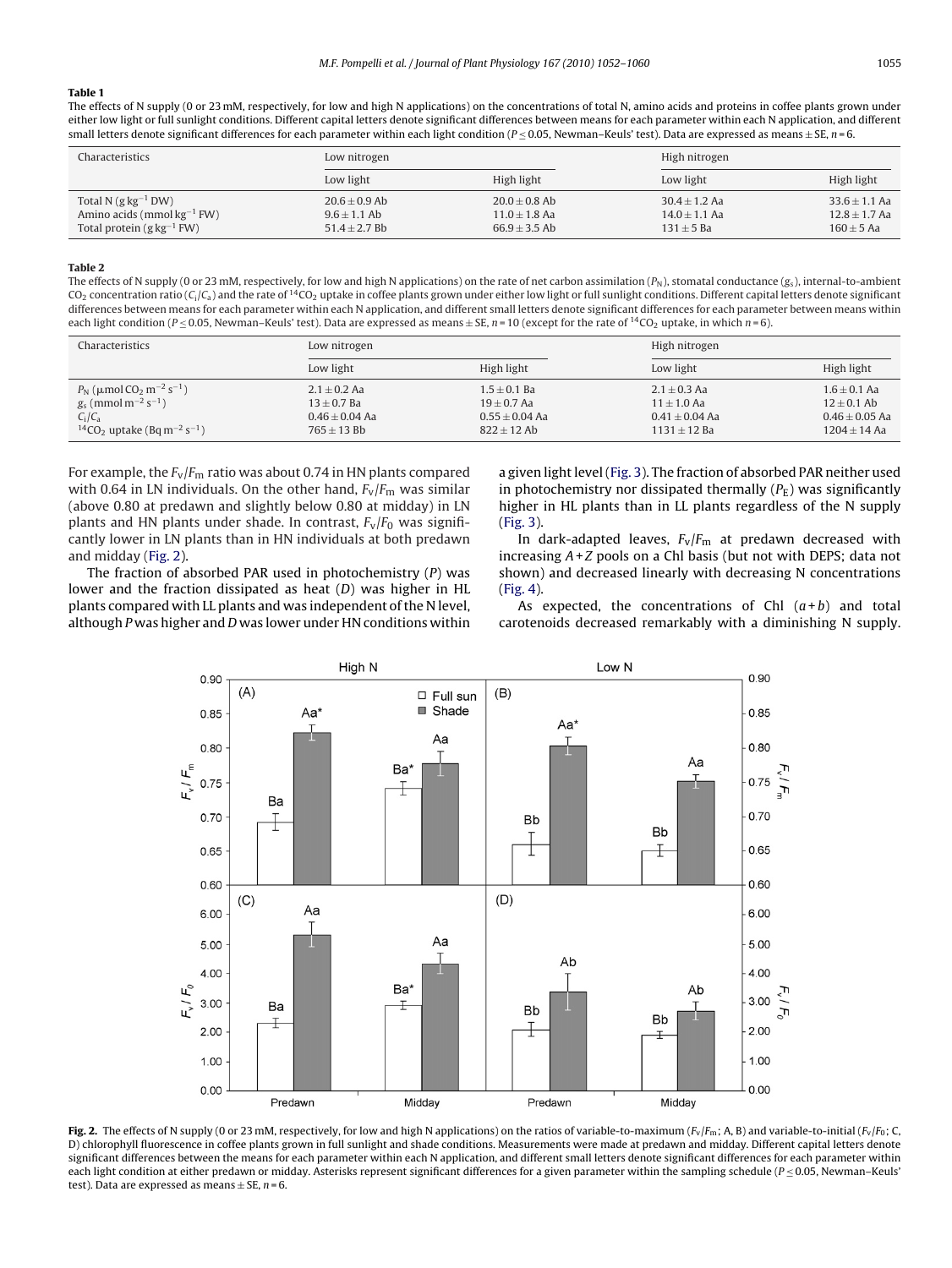**Table 1**

The effects of N supply (0 or 23 mM, respectively, for low and high N applications) on the concentrations of total N, amino acids and proteins in coffee plants grown under either low light or full sunlight conditions. Different capital letters denote significant differences between means for each parameter within each N application, and different small letters denote significant differences for each parameter within each light condition ($P \le 0.05$, Newman–Keuls' test). Data are expressed as means ± SE, $n = 6$.

| Characteristics | Low nitrogen | | High nitrogen | |
|---|---|---|---|---|
| | Low light | High light | Low light | High light |
| Total N (g $kg^{-1}$ DW) | 20.6 ± 0.9 Ab | 20.0 ± 0.8 Ab | 30.4 ± 1.2 Aa | 33.6 ± 1.1 Aa |
| Amino acids (mmol $kg^{-1}$ FW) | 9.6 ± 1.1 Ab | 11.0 ± 1.8 Aa | 14.0 ± 1.1 Aa | 12.8 ± 1.7 Aa |
| Total protein (g $kg^{-1}$ FW) | 51.4 ± 2.7 Bb | 66.9 ± 3.5 Ab | 131 ± 5 Ba | 160 ± 5 Aa |

**Table 2**

The effects of N supply (0 or 23 mM, respectively, for low and high N applications) on the rate of net carbon assimilation ($P_N$), stomatal conductance ($g_s$), internal-to-ambient $CO_2$ concentration ratio ($C_i/C_a$) and the rate of $^{14}CO_2$ uptake in coffee plants grown under either low light or full sunlight conditions. Different capital letters denote significant differences between means for each parameter within each N application, and different small letters denote significant differences for each parameter between means within each light condition ($P \le 0.05$, Newman–Keuls' test). Data are expressed as means ± SE, $n = 10$ (except for the rate of $^{14}CO_2$ uptake, in which $n = 6$).

| Characteristics | Low nitrogen | | High nitrogen | |
|---|---|---|---|---|
| | Low light | High light | Low light | High light |
| $P_N$ (μmol $CO_2$ $m^{-2}$ $s^{-1}$) | 2.1 ± 0.2 Aa | 1.5 ± 0.1 Ba | 2.1 ± 0.3 Aa | 1.6 ± 0.1 Aa |
| $g_s$ (mmol $m^{-2}$ $s^{-1}$) | 13 ± 0.7 Ba | 19 ± 0.7 Aa | 11 ± 1.0 Aa | 12 ± 0.1 Ab |
| $C_i/C_a$ | 0.46 ± 0.04 Aa | 0.55 ± 0.04 Aa | 0.41 ± 0.04 Aa | 0.46 ± 0.05 Aa |
| $^{14}CO_2$ uptake (Bq $m^{-2}$ $s^{-1}$) | 765 ± 13 Bb | 822 ± 12 Ab | 1131 ± 12 Ba | 1204 ± 14 Aa |

For example, the $F_v/F_m$ ratio was about 0.74 in HN plants compared with 0.64 in LN individuals. On the other hand, $F_v/F_m$ was similar (above 0.80 at predawn and slightly below 0.80 at midday) in LN plants and HN plants under shade. In contrast, $F_v/F_0$ was significantly lower in LN plants than in HN individuals at both predawn and midday (Fig. 2).

The fraction of absorbed PAR used in photochemistry ($P$) was lower and the fraction dissipated as heat ($D$) was higher in HL plants compared with LL plants and was independent of the N level, although $P$ was higher and $D$ was lower under HN conditions within a given light level (Fig. 3). The fraction of absorbed PAR neither used in photochemistry nor dissipated thermally ($P_E$) was significantly higher in HL plants than in LL plants regardless of the N supply (Fig. 3).

In dark-adapted leaves, $F_v/F_m$ at predawn decreased with increasing $A+Z$ pools on a Chl basis (but not with DEPS; data not shown) and decreased linearly with decreasing N concentrations (Fig. 4).

As expected, the concentrations of Chl $(a+b)$ and total carotenoids decreased remarkably with a diminishing N supply.

**Fig. 2.** The effects of N supply (0 or 23 mM, respectively, for low and high N applications) on the ratios of variable-to-maximum ($F_v/F_m$; A, B) and variable-to-initial ($F_v/F_0$; C, D) chlorophyll fluorescence in coffee plants grown in full sunlight and shade conditions. Measurements were made at predawn and midday. Different capital letters denote significant differences between the means for each parameter within each N application, and different small letters denote significant differences for each parameter within each light condition at either predawn or midday. Asterisks represent significant differences for a given parameter within the sampling schedule ($P \le 0.05$, Newman–Keuls' test). Data are expressed as means ± SE, $n = 6$.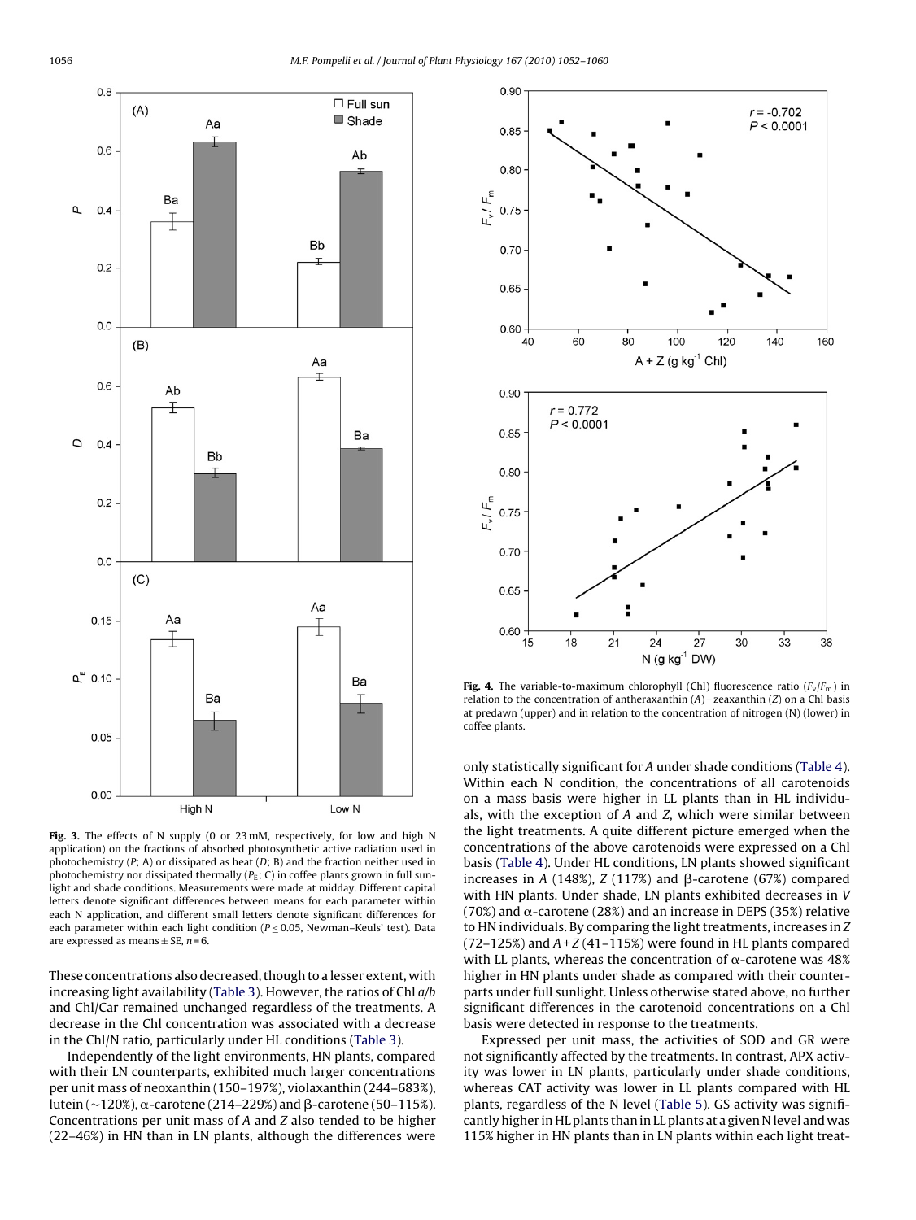Fig. 3. The effects of N supply (0 or 23 mM, respectively, for low and high N application) on the fractions of absorbed photosynthetic active radiation used in photochemistry ($P$; A) or dissipated as heat ($D$; B) and the fraction neither used in photochemistry nor dissipated thermally ($P_E$; C) in coffee plants grown in full sunlight and shade conditions. Measurements were made at midday. Different capital letters denote significant differences between means for each parameter within each N application, and different small letters denote significant differences for each parameter within each light condition ($P \leq 0.05$, Newman–Keuls' test). Data are expressed as means ± SE, $n = 6$.

These concentrations also decreased, though to a lesser extent, with increasing light availability (Table 3). However, the ratios of Chl *a*/*b* and Chl/Car remained unchanged regardless of the treatments. A decrease in the Chl concentration was associated with a decrease in the Chl/N ratio, particularly under HL conditions (Table 3).

Independently of the light environments, HN plants, compared with their LN counterparts, exhibited much larger concentrations per unit mass of neoxanthin (150–197%), violaxanthin (244–683%), lutein (~120%), α-carotene (214–229%) and β-carotene (50–115%). Concentrations per unit mass of *A* and *Z* also tended to be higher (22–46%) in HN than in LN plants, although the differences were only statistically significant for *A* under shade conditions (Table 4). Within each N condition, the concentrations of all carotenoids on a mass basis were higher in LL plants than in HL individuals, with the exception of *A* and *Z*, which were similar between the light treatments. A quite different picture emerged when the concentrations of the above carotenoids were expressed on a Chl basis (Table 4). Under HL conditions, LN plants showed significant increases in *A* (148%), *Z* (117%) and β-carotene (67%) compared with HN plants. Under shade, LN plants exhibited decreases in *V* (70%) and α-carotene (28%) and an increase in DEPS (35%) relative to HN individuals. By comparing the light treatments, increases in *Z* (72–125%) and *A* + *Z* (41–115%) were found in HL plants compared with LL plants, whereas the concentration of α-carotene was 48% higher in HN plants under shade as compared with their counterparts under full sunlight. Unless otherwise stated above, no further significant differences in the carotenoid concentrations on a Chl basis were detected in response to the treatments.

Fig. 4. The variable-to-maximum chlorophyll (Chl) fluorescence ratio ($F_v/F_m$) in relation to the concentration of antheraxanthin ($A$) + zeaxanthin ($Z$) on a Chl basis at predawn (upper) and in relation to the concentration of nitrogen (N) (lower) in coffee plants.

Expressed per unit mass, the activities of SOD and GR were not significantly affected by the treatments. In contrast, APX activity was lower in LN plants, particularly under shade conditions, whereas CAT activity was lower in LL plants compared with HL plants, regardless of the N level (Table 5). GS activity was significantly higher in HL plants than in LL plants at a given N level and was 115% higher in HN plants than in LN plants within each light treat-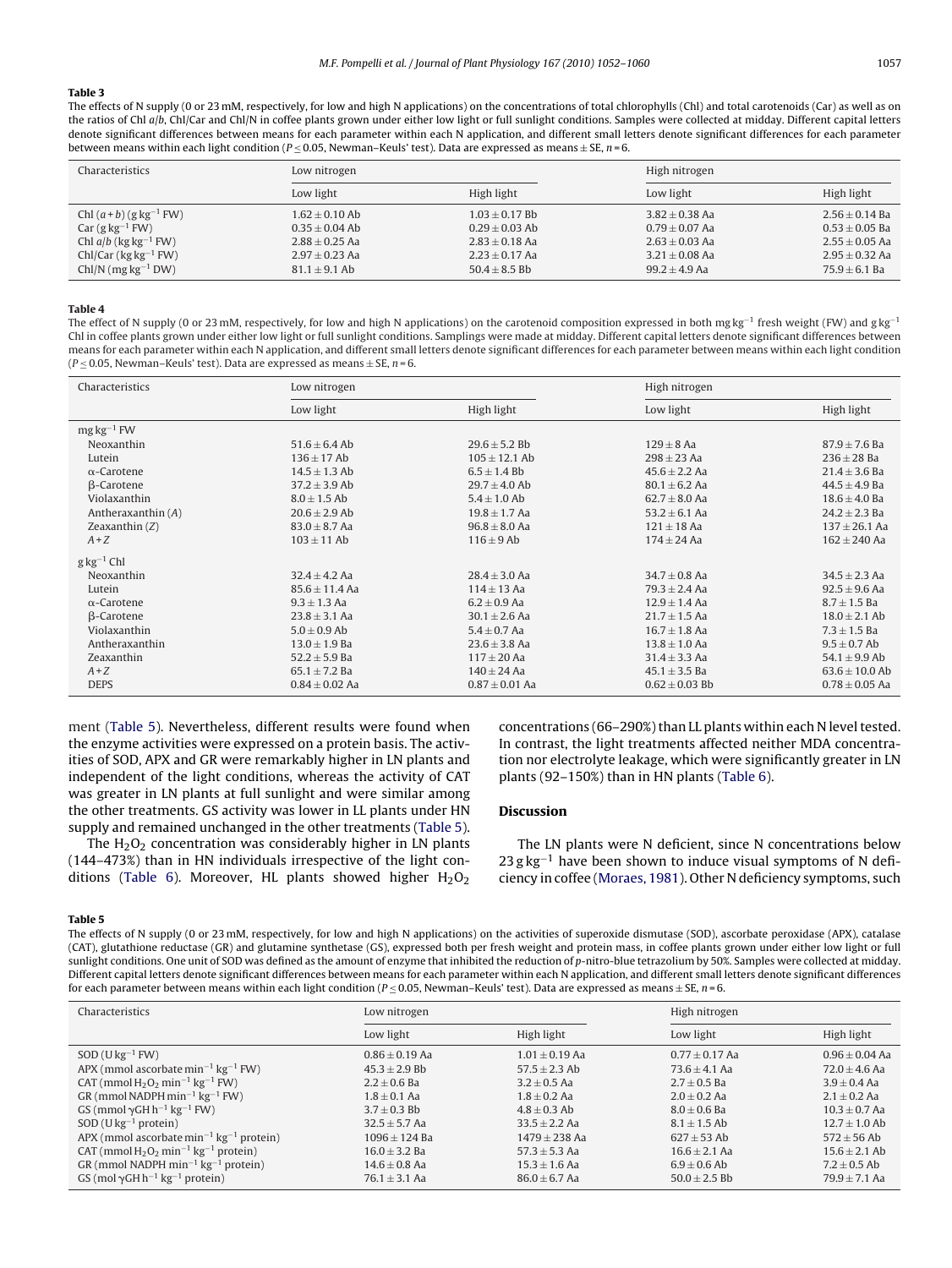**Table 3**

The effects of N supply (0 or 23 mM, respectively, for low and high N applications) on the concentrations of total chlorophylls (Chl) and total carotenoids (Car) as well as on the ratios of Chl *a*/*b*, Chl/Car and Chl/N in coffee plants grown under either low light or full sunlight conditions. Samples were collected at midday. Different capital letters denote significant differences between means for each parameter within each N application, and different small letters denote significant differences for each parameter between means within each light condition ($P \leq 0.05$, Newman–Keuls' test). Data are expressed as means ± SE, $n = 6$.

| Characteristics | Low nitrogen | | High nitrogen | |
|---|---|---|---|---|
| | Low light | High light | Low light | High light |
| Chl $(a+b)$ (g kg$^{-1}$ FW) | 1.62 ± 0.10 Ab | 1.03 ± 0.17 Bb | 3.82 ± 0.38 Aa | 2.56 ± 0.14 Ba |
| Car (g kg$^{-1}$ FW) | 0.35 ± 0.04 Ab | 0.29 ± 0.03 Ab | 0.79 ± 0.07 Aa | 0.53 ± 0.05 Ba |
| Chl *a*/*b* (kg kg$^{-1}$ FW) | 2.88 ± 0.25 Aa | 2.83 ± 0.18 Aa | 2.63 ± 0.03 Aa | 2.55 ± 0.05 Aa |
| Chl/Car (kg kg$^{-1}$ FW) | 2.97 ± 0.23 Aa | 2.23 ± 0.17 Aa | 3.21 ± 0.08 Aa | 2.95 ± 0.32 Aa |
| Chl/N (mg kg$^{-1}$ DW) | 81.1 ± 9.1 Ab | 50.4 ± 8.5 Bb | 99.2 ± 4.9 Aa | 75.9 ± 6.1 Ba |

**Table 4**

The effect of N supply (0 or 23 mM, respectively, for low and high N applications) on the carotenoid composition expressed in both mg kg$^{-1}$ fresh weight (FW) and g kg$^{-1}$ Chl in coffee plants grown under either low light or full sunlight conditions. Samplings were made at midday. Different capital letters denote significant differences between means for each parameter within each N application, and different small letters denote significant differences for each parameter between means within each light condition ($P \leq 0.05$, Newman–Keuls' test). Data are expressed as means ± SE, $n = 6$.

| Characteristics | Low nitrogen | | High nitrogen | |
|---|---|---|---|---|
| | Low light | High light | Low light | High light |
| mg kg$^{-1}$ FW | | | | |
| Neoxanthin | 51.6 ± 6.4 Ab | 29.6 ± 5.2 Bb | 129 ± 8 Aa | 87.9 ± 7.6 Ba |
| Lutein | 136 ± 17 Ab | 105 ± 12.1 Ab | 298 ± 23 Aa | 236 ± 28 Ba |
| α-Carotene | 14.5 ± 1.3 Ab | 6.5 ± 1.4 Bb | 45.6 ± 2.2 Aa | 21.4 ± 3.6 Ba |
| β-Carotene | 37.2 ± 3.9 Ab | 29.7 ± 4.0 Ab | 80.1 ± 6.2 Aa | 44.5 ± 4.9 Ba |
| Violaxanthin | 8.0 ± 1.5 Ab | 5.4 ± 1.0 Ab | 62.7 ± 8.0 Aa | 18.6 ± 4.0 Ba |
| Antheraxanthin (*A*) | 20.6 ± 2.9 Ab | 19.8 ± 1.7 Aa | 53.2 ± 6.1 Aa | 24.2 ± 2.3 Ba |
| Zeaxanthin (*Z*) | 83.0 ± 8.7 Aa | 96.8 ± 8.0 Aa | 121 ± 18 Aa | 137 ± 26.1 Aa |
| *A* + *Z* | 103 ± 11 Ab | 116 ± 9 Ab | 174 ± 24 Aa | 162 ± 240 Aa |
| g kg$^{-1}$ Chl | | | | |
| Neoxanthin | 32.4 ± 4.2 Aa | 28.4 ± 3.0 Aa | 34.7 ± 0.8 Aa | 34.5 ± 2.3 Aa |
| Lutein | 85.6 ± 11.4 Aa | 114 ± 13 Aa | 79.3 ± 2.4 Aa | 92.5 ± 9.6 Aa |
| α-Carotene | 9.3 ± 1.3 Aa | 6.2 ± 0.9 Aa | 12.9 ± 1.4 Aa | 8.7 ± 1.5 Ba |
| β-Carotene | 23.8 ± 3.1 Aa | 30.1 ± 2.6 Aa | 21.7 ± 1.5 Aa | 18.0 ± 2.1 Ab |
| Violaxanthin | 5.0 ± 0.9 Ab | 5.4 ± 0.7 Aa | 16.7 ± 1.8 Aa | 7.3 ± 1.5 Ba |
| Antheraxanthin | 13.0 ± 1.9 Ba | 23.6 ± 3.8 Aa | 13.8 ± 1.0 Aa | 9.5 ± 0.7 Ab |
| Zeaxanthin | 52.2 ± 5.9 Ba | 117 ± 20 Aa | 31.4 ± 3.3 Aa | 54.1 ± 9.9 Ab |
| *A* + *Z* | 65.1 ± 7.2 Ba | 140 ± 24 Aa | 45.1 ± 3.5 Ba | 63.6 ± 10.0 Ab |
| DEPS | 0.84 ± 0.02 Aa | 0.87 ± 0.01 Aa | 0.62 ± 0.03 Bb | 0.78 ± 0.05 Aa |

ment (Table 5). Nevertheless, different results were found when the enzyme activities were expressed on a protein basis. The activities of SOD, APX and GR were remarkably higher in LN plants and independent of the light conditions, whereas the activity of CAT was greater in LN plants at full sunlight and were similar among the other treatments. GS activity was lower in LL plants under HN supply and remained unchanged in the other treatments (Table 5).

The $H_2O_2$ concentration was considerably higher in LN plants (144–473%) than in HN individuals irrespective of the light conditions (Table 6). Moreover, HL plants showed higher $H_2O_2$ concentrations (66–290%) than LL plants within each N level tested. In contrast, the light treatments affected neither MDA concentration nor electrolyte leakage, which were significantly greater in LN plants (92–150%) than in HN plants (Table 6).

## Discussion

The LN plants were N deficient, since N concentrations below 23 g kg$^{-1}$ have been shown to induce visual symptoms of N deficiency in coffee (Moraes, 1981). Other N deficiency symptoms, such

**Table 5**

The effects of N supply (0 or 23 mM, respectively, for low and high N applications) on the activities of superoxide dismutase (SOD), ascorbate peroxidase (APX), catalase (CAT), glutathione reductase (GR) and glutamine synthetase (GS), expressed both per fresh weight and protein mass, in coffee plants grown under either low light or full sunlight conditions. One unit of SOD was defined as the amount of enzyme that inhibited the reduction of *p*-nitro-blue tetrazolium by 50%. Samples were collected at midday. Different capital letters denote significant differences between means for each parameter within each N application, and different small letters denote significant differences for each parameter between means within each light condition ($P \leq 0.05$, Newman–Keuls' test). Data are expressed as means ± SE, $n = 6$.

| Characteristics | Low nitrogen | | High nitrogen | |
|---|---|---|---|---|
| | Low light | High light | Low light | High light |
| SOD (U kg$^{-1}$ FW) | 0.86 ± 0.19 Aa | 1.01 ± 0.19 Aa | 0.77 ± 0.17 Aa | 0.96 ± 0.04 Aa |
| APX (mmol ascorbate min$^{-1}$ kg$^{-1}$ FW) | 45.3 ± 2.9 Bb | 57.5 ± 2.3 Ab | 73.6 ± 4.1 Aa | 72.0 ± 4.6 Aa |
| CAT (mmol $H_2O_2$ min$^{-1}$ kg$^{-1}$ FW) | 2.2 ± 0.6 Ba | 3.2 ± 0.5 Aa | 2.7 ± 0.5 Ba | 3.9 ± 0.4 Aa |
| GR (mmol NADPH min$^{-1}$ kg$^{-1}$ FW) | 1.8 ± 0.1 Aa | 1.8 ± 0.2 Aa | 2.0 ± 0.2 Aa | 2.1 ± 0.2 Aa |
| GS (mmol γGH h$^{-1}$ kg$^{-1}$ FW) | 3.7 ± 0.3 Bb | 4.8 ± 0.3 Ab | 8.0 ± 0.6 Ba | 10.3 ± 0.7 Aa |
| SOD (U kg$^{-1}$ protein) | 32.5 ± 5.7 Aa | 33.5 ± 2.2 Aa | 8.1 ± 1.5 Ab | 12.7 ± 1.0 Ab |
| APX (mmol ascorbate min$^{-1}$ kg$^{-1}$ protein) | 1096 ± 124 Ba | 1479 ± 238 Aa | 627 ± 53 Ab | 572 ± 56 Ab |
| CAT (mmol $H_2O_2$ min$^{-1}$ kg$^{-1}$ protein) | 16.0 ± 3.2 Ba | 57.3 ± 5.3 Aa | 16.6 ± 2.1 Aa | 15.6 ± 2.1 Ab |
| GR (mmol NADPH min$^{-1}$ kg$^{-1}$ protein) | 14.6 ± 0.8 Aa | 15.3 ± 1.6 Aa | 6.9 ± 0.6 Ab | 7.2 ± 0.5 Ab |
| GS (mol γGH h$^{-1}$ kg$^{-1}$ protein) | 76.1 ± 3.1 Aa | 86.0 ± 6.7 Aa | 50.0 ± 2.5 Bb | 79.9 ± 7.1 Aa |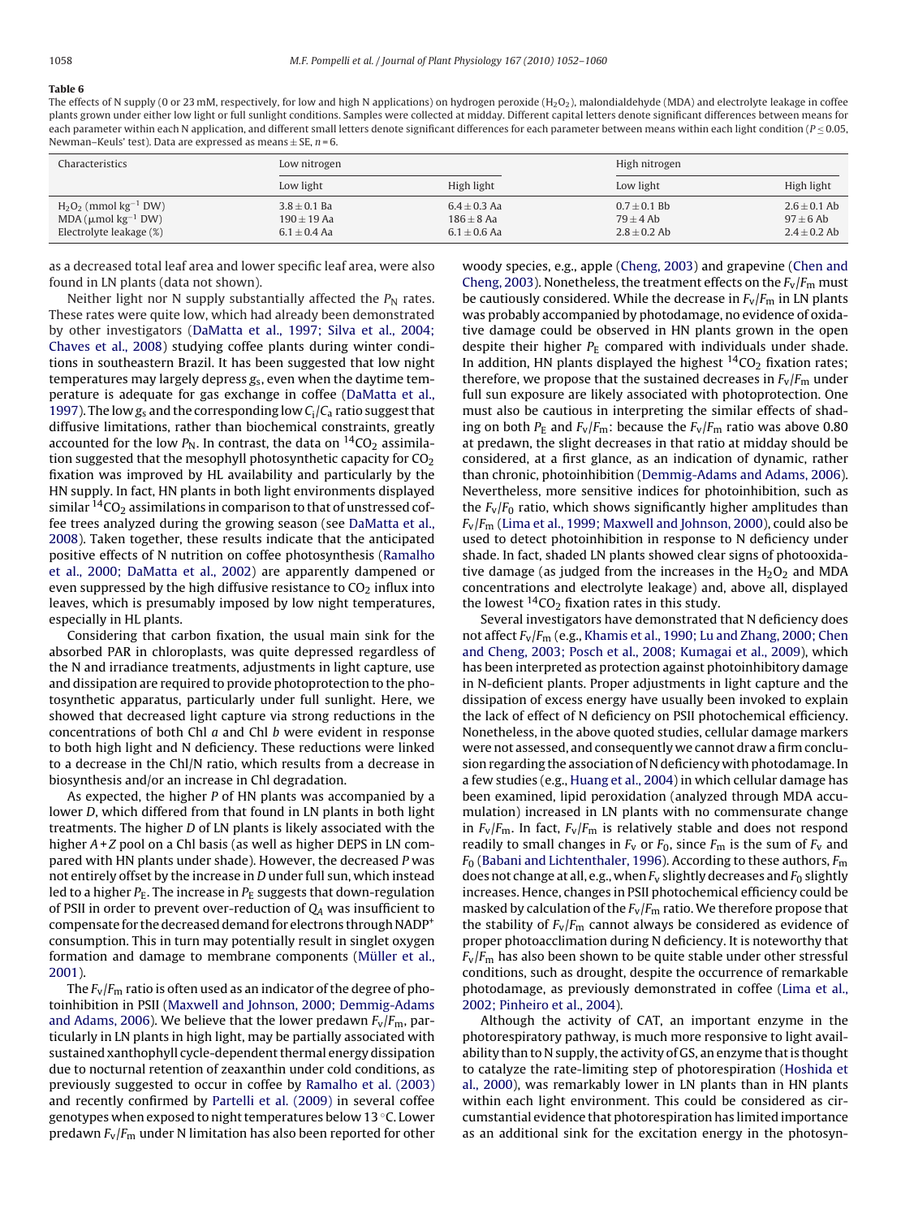**Table 6**

The effects of N supply (0 or 23 mM, respectively, for low and high N applications) on hydrogen peroxide ($H_2O_2$), malondialdehyde (MDA) and electrolyte leakage in coffee plants grown under either low light or full sunlight conditions. Samples were collected at midday. Different capital letters denote significant differences between means for each parameter within each N application, and different small letters denote significant differences for each parameter between means within each light condition ($P \leq 0.05$, Newman–Keuls' test). Data are expressed as means ± SE, $n = 6$.

| Characteristics | Low nitrogen | | High nitrogen | |
|---|---|---|---|---|
| | Low light | High light | Low light | High light |
| $H_2O_2$ (mmol $kg^{-1}$ DW) | 3.8 ± 0.1 Ba | 6.4 ± 0.3 Aa | 0.7 ± 0.1 Bb | 2.6 ± 0.1 Ab |
| MDA (μmol $kg^{-1}$ DW) | 190 ± 19 Aa | 186 ± 8 Aa | 79 ± 4 Ab | 97 ± 6 Ab |
| Electrolyte leakage (%) | 6.1 ± 0.4 Aa | 6.1 ± 0.6 Aa | 2.8 ± 0.2 Ab | 2.4 ± 0.2 Ab |

as a decreased total leaf area and lower specific leaf area, were also found in LN plants (data not shown).

Neither light nor N supply substantially affected the $P_N$ rates. These rates were quite low, which had already been demonstrated by other investigators (DaMatta et al., 1997; Silva et al., 2004; Chaves et al., 2008) studying coffee plants during winter conditions in southeastern Brazil. It has been suggested that low night temperatures may largely depress $g_s$, even when the daytime temperature is adequate for gas exchange in coffee (DaMatta et al., 1997). The low $g_s$ and the corresponding low $C_i/C_a$ ratio suggest that diffusive limitations, rather than biochemical constraints, greatly accounted for the low $P_N$. In contrast, the data on $^{14}CO_2$ assimilation suggested that the mesophyll photosynthetic capacity for $CO_2$ fixation was improved by HL availability and particularly by the HN supply. In fact, HN plants in both light environments displayed similar $^{14}CO_2$ assimilations in comparison to that of unstressed coffee trees analyzed during the growing season (see DaMatta et al., 2008). Taken together, these results indicate that the anticipated positive effects of N nutrition on coffee photosynthesis (Ramalho et al., 2000; DaMatta et al., 2002) are apparently dampened or even suppressed by the high diffusive resistance to $CO_2$ influx into leaves, which is presumably imposed by low night temperatures, especially in HL plants.

Considering that carbon fixation, the usual main sink for the absorbed PAR in chloroplasts, was quite depressed regardless of the N and irradiance treatments, adjustments in light capture, use and dissipation are required to provide photoprotection to the photosynthetic apparatus, particularly under full sunlight. Here, we showed that decreased light capture via strong reductions in the concentrations of both Chl *a* and Chl *b* were evident in response to both high light and N deficiency. These reductions were linked to a decrease in the Chl/N ratio, which results from a decrease in biosynthesis and/or an increase in Chl degradation.

As expected, the higher *P* of HN plants was accompanied by a lower *D*, which differed from that found in LN plants in both light treatments. The higher *D* of LN plants is likely associated with the higher *A*+*Z* pool on a Chl basis (as well as higher DEPS in LN compared with HN plants under shade). However, the decreased *P* was not entirely offset by the increase in *D* under full sun, which instead led to a higher $P_E$. The increase in $P_E$ suggests that down-regulation of PSII in order to prevent over-reduction of $Q_A$ was insufficient to compensate for the decreased demand for electrons through $NADP^+$ consumption. This in turn may potentially result in singlet oxygen formation and damage to membrane components (Müller et al., 2001).

The $F_v/F_m$ ratio is often used as an indicator of the degree of photoinhibition in PSII (Maxwell and Johnson, 2000; Demmig-Adams and Adams, 2006). We believe that the lower predawn $F_v/F_m$, particularly in LN plants in high light, may be partially associated with sustained xanthophyll cycle-dependent thermal energy dissipation due to nocturnal retention of zeaxanthin under cold conditions, as previously suggested to occur in coffee by Ramalho et al. (2003) and recently confirmed by Partelli et al. (2009) in several coffee genotypes when exposed to night temperatures below 13 °C. Lower predawn $F_v/F_m$ under N limitation has also been reported for other woody species, e.g., apple (Cheng, 2003) and grapevine (Chen and Cheng, 2003). Nonetheless, the treatment effects on the $F_v/F_m$ must be cautiously considered. While the decrease in $F_v/F_m$ in LN plants was probably accompanied by photodamage, no evidence of oxidative damage could be observed in HN plants grown in the open despite their higher $P_E$ compared with individuals under shade. In addition, HN plants displayed the highest $^{14}CO_2$ fixation rates; therefore, we propose that the sustained decreases in $F_v/F_m$ under full sun exposure are likely associated with photoprotection. One must also be cautious in interpreting the similar effects of shading on both $P_E$ and $F_v/F_m$: because the $F_v/F_m$ ratio was above 0.80 at predawn, the slight decreases in that ratio at midday should be considered, at a first glance, as an indication of dynamic, rather than chronic, photoinhibition (Demmig-Adams and Adams, 2006). Nevertheless, more sensitive indices for photoinhibition, such as the $F_v/F_0$ ratio, which shows significantly higher amplitudes than $F_v/F_m$ (Lima et al., 1999; Maxwell and Johnson, 2000), could also be used to detect photoinhibition in response to N deficiency under shade. In fact, shaded LN plants showed clear signs of photooxidative damage (as judged from the increases in the $H_2O_2$ and MDA concentrations and electrolyte leakage) and, above all, displayed the lowest $^{14}CO_2$ fixation rates in this study.

Several investigators have demonstrated that N deficiency does not affect $F_v/F_m$ (e.g., Khamis et al., 1990; Lu and Zhang, 2000; Chen and Cheng, 2003; Posch et al., 2008; Kumagai et al., 2009), which has been interpreted as protection against photoinhibitory damage in N-deficient plants. Proper adjustments in light capture and the dissipation of excess energy have usually been invoked to explain the lack of effect of N deficiency on PSII photochemical efficiency. Nonetheless, in the above quoted studies, cellular damage markers were not assessed, and consequently we cannot draw a firm conclusion regarding the association of N deficiency with photodamage. In a few studies (e.g., Huang et al., 2004) in which cellular damage has been examined, lipid peroxidation (analyzed through MDA accumulation) increased in LN plants with no commensurate change in $F_v/F_m$. In fact, $F_v/F_m$ is relatively stable and does not respond readily to small changes in $F_v$ or $F_0$, since $F_m$ is the sum of $F_v$ and $F_0$ (Babani and Lichtenthaler, 1996). According to these authors, $F_m$ does not change at all, e.g., when $F_v$ slightly decreases and $F_0$ slightly increases. Hence, changes in PSII photochemical efficiency could be masked by calculation of the $F_v/F_m$ ratio. We therefore propose that the stability of $F_v/F_m$ cannot always be considered as evidence of proper photoacclimation during N deficiency. It is noteworthy that $F_v/F_m$ has also been shown to be quite stable under other stressful conditions, such as drought, despite the occurrence of remarkable photodamage, as previously demonstrated in coffee (Lima et al., 2002; Pinheiro et al., 2004).

Although the activity of CAT, an important enzyme in the photorespiratory pathway, is much more responsive to light availability than to N supply, the activity of GS, an enzyme that is thought to catalyze the rate-limiting step of photorespiration (Hoshida et al., 2000), was remarkably lower in LN plants than in HN plants within each light environment. This could be considered as circumstantial evidence that photorespiration has limited importance as an additional sink for the excitation energy in the photosyn-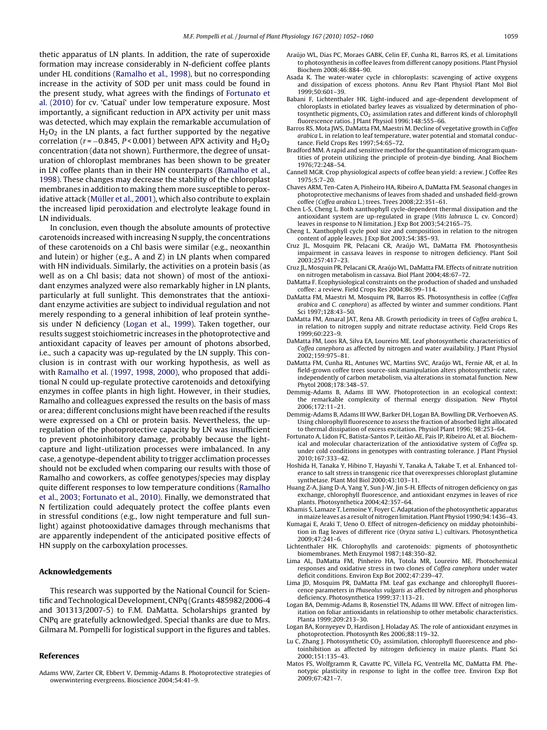thetic apparatus of LN plants. In addition, the rate of superoxide formation may increase considerably in N-deficient coffee plants under HL conditions (Ramalho et al., 1998), but no corresponding increase in the activity of SOD per unit mass could be found in the present study, what agrees with the findings of Fortunato et al. (2010) for cv. 'Catuaí' under low temperature exposure. Most importantly, a significant reduction in APX activity per unit mass was detected, which may explain the remarkable accumulation of $H_2O_2$ in the LN plants, a fact further supported by the negative correlation ($r = -0.845$, $P < 0.001$) between APX activity and $H_2O_2$ concentration (data not shown). Furthermore, the degree of unsaturation of chloroplast membranes has been shown to be greater in LN coffee plants than in their HN counterparts (Ramalho et al., 1998). These changes may decrease the stability of the chloroplast membranes in addition to making them more susceptible to peroxidative attack (Müller et al., 2001), which also contribute to explain the increased lipid peroxidation and electrolyte leakage found in LN individuals.

In conclusion, even though the absolute amounts of protective carotenoids increased with increasing N supply, the concentrations of these carotenoids on a Chl basis were similar (e.g., neoxanthin and lutein) or higher (e.g., A and Z) in LN plants when compared with HN individuals. Similarly, the activities on a protein basis (as well as on a Chl basis; data not shown) of most of the antioxidant enzymes analyzed were also remarkably higher in LN plants, particularly at full sunlight. This demonstrates that the antioxidant enzyme activities are subject to individual regulation and not merely responding to a general inhibition of leaf protein synthesis under N deficiency (Logan et al., 1999). Taken together, our results suggest stoichiometric increases in the photoprotective and antioxidant capacity of leaves per amount of photons absorbed, i.e., such a capacity was up-regulated by the LN supply. This conclusion is in contrast with our working hypothesis, as well as with Ramalho et al. (1997, 1998, 2000), who proposed that additional N could up-regulate protective carotenoids and detoxifying enzymes in coffee plants in high light. However, in their studies, Ramalho and colleagues expressed the results on the basis of mass or area; different conclusions might have been reached if the results were expressed on a Chl or protein basis. Nevertheless, the up-regulation of the photoprotective capacity by LN was insufficient to prevent photoinhibitory damage, probably because the light-capture and light-utilization processes were imbalanced. In any case, a genotype-dependent ability to trigger acclimation processes should not be excluded when comparing our results with those of Ramalho and coworkers, as coffee genotypes/species may display quite different responses to low temperature conditions (Ramalho et al., 2003; Fortunato et al., 2010). Finally, we demonstrated that N fertilization could adequately protect the coffee plants even in stressful conditions (e.g., low night temperature and full sunlight) against photooxidative damages through mechanisms that are apparently independent of the anticipated positive effects of HN supply on the carboxylation processes.

## Acknowledgements

This research was supported by the National Council for Scientific and Technological Development, CNPq (Grants 485982/2006-4 and 301313/2007-5) to F.M. DaMatta. Scholarships granted by CNPq are gratefully acknowledged. Special thanks are due to Mrs. Gilmara M. Pompelli for logistical support in the figures and tables.

## References

Adams WW, Zarter CR, Ebbert V, Demmig-Adams B. Photoprotective strategies of owerwintering evergreens. Bioscience 2004;54:41–9.

Araújo WL, Dias PC, Moraes GABK, Celin EF, Cunha RL, Barros RS, et al. Limitations to photosynthesis in coffee leaves from different canopy positions. Plant Physiol Biochem 2008;46:884–90.

Asada K. The water-water cycle in chloroplasts: scavenging of active oxygens and dissipation of excess photons. Annu Rev Plant Physiol Plant Mol Biol 1999;50:601–39.

Babani F, Lichtenthaler HK. Light-induced and age-dependent development of chloroplasts in etiolated barley leaves as visualized by determination of photosynthetic pigments, $CO_2$ assimilation rates and different kinds of chlorophyll fluorescence ratios. J Plant Physiol 1996;148:555–66.

Barros RS, Mota JWS, DaMatta FM, Maestri M. Decline of vegetative growth in *Coffea arabica* L. in relation to leaf temperature, water potential and stomatal conductance. Field Crops Res 1997;54:65–72.

Bradford MM. A rapid and sensitive method for the quantitation of microgram quantities of protein utilizing the principle of protein-dye binding. Anal Biochem 1976;72:248–54.

Cannell MGR. Crop physiological aspects of coffee bean yield: a review. J Coffee Res 1975;5:7–20.

Chaves ARM, Ten-Caten A, Pinheiro HA, Ribeiro A, DaMatta FM. Seasonal changes in photoprotective mechanisms of leaves from shaded and unshaded field-grown coffee (*Coffea arabica* L.) trees. Trees 2008;22:351–61.

Chen L-S, Cheng L. Both xanthophyll cycle-dependent thermal dissipation and the antioxidant system are up-regulated in grape (*Vitis labrusca* L. cv. Concord) leaves in response to N limitation. J Exp Bot 2003;54:2165–75.

Cheng L. Xanthophyll cycle pool size and composition in relation to the nitrogen content of apple leaves. J Exp Bot 2003;54:385–93.

Cruz JL, Mosquim PR, Pelacani CR, Araújo WL, DaMatta FM. Photosynthesis impairment in cassava leaves in response to nitrogen deficiency. Plant Soil 2003;257:417–23.

Cruz JL, Mosquin PR, Pelacani CR, Araújo WL, DaMatta FM. Effects of nitrate nutrition on nitrogen metabolism in cassava. Biol Plant 2004;48:67–72.

DaMatta F. Ecophysiological constraints on the production of shaded and unshaded coffee: a review. Field Crops Res 2004;86:99–114.

DaMatta FM, Maestri M, Mosquim PR, Barros RS. Photosynthesis in coffee (*Coffea arabica* and *C. canephora*) as affected by winter and summer conditions. Plant Sci 1997;128:43–50.

DaMatta FM, Amaral JAT, Rena AB. Growth periodicity in trees of *Coffea arabica* L. in relation to nitrogen supply and nitrate reductase activity. Field Crops Res 1999;60:223–9.

DaMatta FM, Loos RA, Silva EA, Loureiro ME. Leaf photosynthetic characteristics of *Coffea canephora* as affected by nitrogen and water availability. J Plant Physiol 2002;159:975–81.

DaMatta FM, Cunha RL, Antunes WC, Martins SVC, Araújo WL, Fernie AR, et al. In field-grown coffee trees source-sink manipulation alters photosynthetic rates, independently of carbon metabolism, via alterations in stomatal function. New Phytol 2008;178:348–57.

Demmig-Adams B, Adams III WW. Photoprotection in an ecological context: the remarkable complexity of thermal energy dissipation. New Phytol 2006;172:11–21.

Demmig-Adams B, Adams III WW, Barker DH, Logan BA. Bowlling DR, Verhoeven AS. Using chlorophyll fluorescence to assess the fraction of absorbed light allocated to thermal dissipation of excess excitation. Physiol Plant 1996; 98:253–64.

Fortunato A, Lidon FC, Batista-Santos P, Leitão AE, Pais IP, Ribeiro AI, et al. Biochemical and molecular characterization of the antioxidative system of *Coffea* sp. under cold conditions in genotypes with contrasting tolerance. J Plant Physiol 2010;167:333–42.

Hoshida H, Tanaka Y, Hibino T, Hayashi Y, Tanaka A, Takabe T, et al. Enhanced tolerance to salt stress in transgenic rice that overexpresses chloroplast glutamine synthetase. Plant Mol Biol 2000;43:103–11.

Huang Z-A, Jiang D-A, Yang Y, Sun J-W, Jin S-H. Effects of nitrogen deficiency on gas exchange, chlorophyll fluorescence, and antioxidant enzymes in leaves of rice plants. Photosynthetica 2004;42:357–64.

Khamis S, Lamaze T, Lemoine Y, Foyer C. Adaptation of the photosynthetic apparatus in maize leaves as a result of nitrogen limitation. Plant Physiol 1990;94:1436–43.

Kumagai E, Araki T, Ueno O. Effect of nitrogen-deficiency on midday photoinhibition in flag leaves of different rice (*Oryza sativa* L.) cultivars. Photosynthetica 2009;47:241–6.

Lichtenthaler HK. Chlorophylls and carotenoids: pigments of photosynthetic biomembranes. Meth Enzymol 1987;148:350–82.

Lima AL, DaMatta FM, Pinheiro HA, Totola MR, Loureiro ME. Photochemical responses and oxidative stress in two clones of *Coffea canephora* under water deficit conditions. Environ Exp Bot 2002;47:239–47.

Lima JD, Mosquim PR, DaMatta FM. Leaf gas exchange and chlorophyll fluorescence parameters in *Phaseolus vulgaris* as affected by nitrogen and phosphorus deficiency. Photosynthetica 1999;37:113–21.

Logan BA, Demmig-Adams B, Rosenstiel TN, Adams III WW. Effect of nitrogen limitation on foliar antioxidants in relationship to other metabolic characteristics. Planta 1999;209:213–30.

Logan BA, Kornyeyev D, Hardison J, Holaday AS. The role of antioxidant enzymes in photoprotection. Photosynth Res 2006;88:119–32.

Lu C, Zhang J. Photosynthetic $CO_2$ assimilation, chlorophyll fluorescence and photoinhibition as affected by nitrogen deficiency in maize plants. Plant Sci 2000;151:135–43.

Matos FS, Wolfgramm R, Cavatte PC, Villela FG, Ventrella MC, DaMatta FM. Phenotypic plasticity in response to light in the coffee tree. Environ Exp Bot 2009;67:421–7.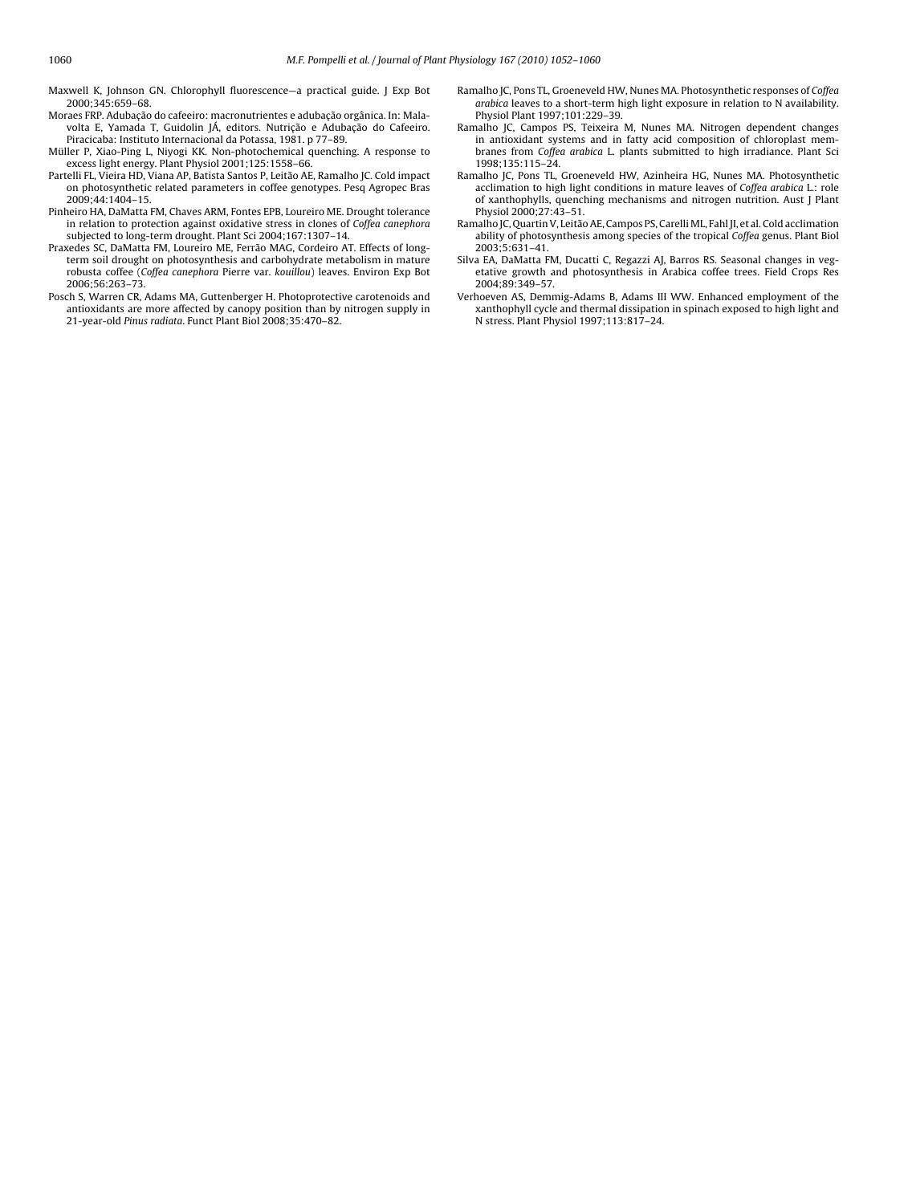Maxwell K, Johnson GN. Chlorophyll fluorescence—a practical guide. J Exp Bot 2000;345:659–68.

Moraes FRP. Adubação do cafeeiro: macronutrientes e adubação orgânica. In: Malavolta E, Yamada T, Guidolin JÁ, editors. Nutrição e Adubação do Cafeeiro. Piracicaba: Instituto Internacional da Potassa, 1981. p 77–89.

Müller P, Xiao-Ping L, Niyogi KK. Non-photochemical quenching. A response to excess light energy. Plant Physiol 2001;125:1558–66.

Partelli FL, Vieira HD, Viana AP, Batista Santos P, Leitão AE, Ramalho JC. Cold impact on photosynthetic related parameters in coffee genotypes. Pesq Agropec Bras 2009;44:1404–15.

Pinheiro HA, DaMatta FM, Chaves ARM, Fontes EPB, Loureiro ME. Drought tolerance in relation to protection against oxidative stress in clones of *Coffea canephora* subjected to long-term drought. Plant Sci 2004;167:1307–14.

Praxedes SC, DaMatta FM, Loureiro ME, Ferrão MAG, Cordeiro AT. Effects of long-term soil drought on photosynthesis and carbohydrate metabolism in mature robusta coffee (*Coffea canephora* Pierre var. *kouillou*) leaves. Environ Exp Bot 2006;56:263–73.

Posch S, Warren CR, Adams MA, Guttenberger H. Photoprotective carotenoids and antioxidants are more affected by canopy position than by nitrogen supply in 21-year-old *Pinus radiata*. Funct Plant Biol 2008;35:470–82.

Ramalho JC, Pons TL, Groeneveld HW, Nunes MA. Photosynthetic responses of *Coffea arabica* leaves to a short-term high light exposure in relation to N availability. Physiol Plant 1997;101:229–39.

Ramalho JC, Campos PS, Teixeira M, Nunes MA. Nitrogen dependent changes in antioxidant systems and in fatty acid composition of chloroplast membranes from *Coffea arabica* L. plants submitted to high irradiance. Plant Sci 1998;135:115–24.

Ramalho JC, Pons TL, Groeneveld HW, Azinheira HG, Nunes MA. Photosynthetic acclimation to high light conditions in mature leaves of *Coffea arabica* L.: role of xanthophylls, quenching mechanisms and nitrogen nutrition. Aust J Plant Physiol 2000;27:43–51.

Ramalho JC, Quartin V, Leitão AE, Campos PS, Carelli ML, Fahl JI, et al. Cold acclimation ability of photosynthesis among species of the tropical *Coffea* genus. Plant Biol 2003;5:631–41.

Silva EA, DaMatta FM, Ducatti C, Regazzi AJ, Barros RS. Seasonal changes in vegetative growth and photosynthesis in Arabica coffee trees. Field Crops Res 2004;89:349–57.

Verhoeven AS, Demmig-Adams B, Adams III WW. Enhanced employment of the xanthophyll cycle and thermal dissipation in spinach exposed to high light and N stress. Plant Physiol 1997;113:817–24.